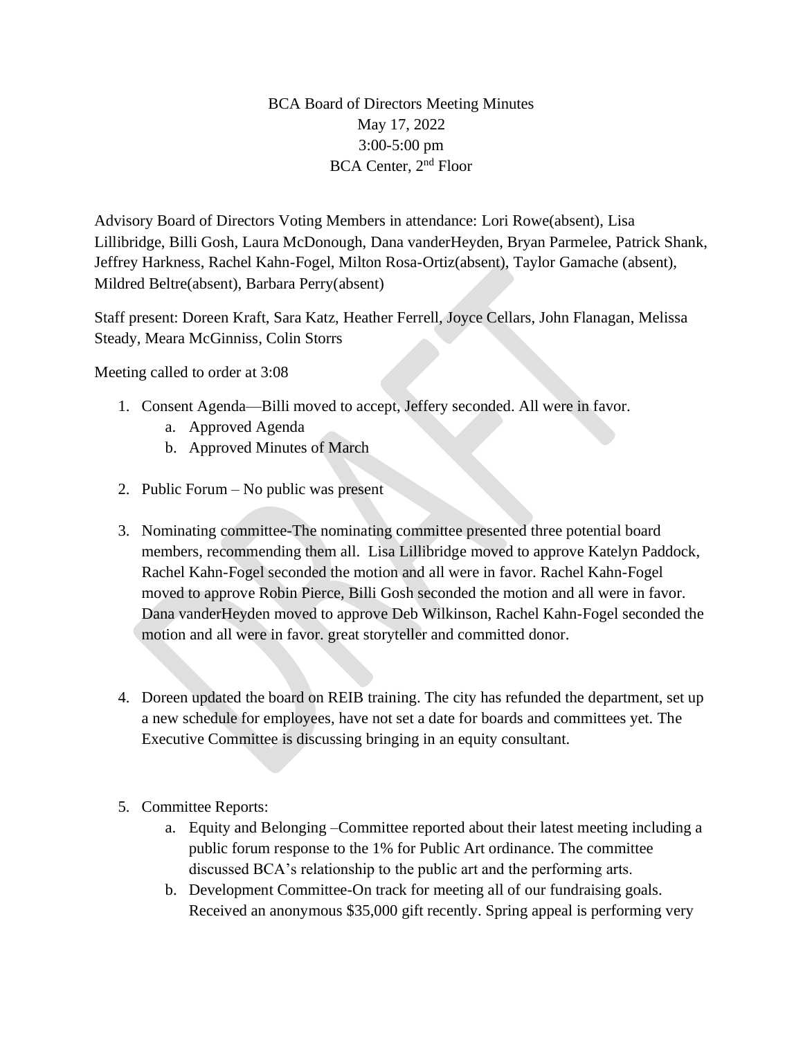BCA Board of Directors Meeting Minutes
May 17, 2022
3:00-5:00 pm
BCA Center, 2nd Floor

Advisory Board of Directors Voting Members in attendance: Lori Rowe(absent), Lisa Lillibridge, Billi Gosh, Laura McDonough, Dana vanderHeyden, Bryan Parmelee, Patrick Shank, Jeffrey Harkness, Rachel Kahn-Fogel, Milton Rosa-Ortiz(absent), Taylor Gamache (absent), Mildred Beltre(absent), Barbara Perry(absent)

Staff present: Doreen Kraft, Sara Katz, Heather Ferrell, Joyce Cellars, John Flanagan, Melissa Steady, Meara McGinniss, Colin Storrs

Meeting called to order at 3:08

1. Consent Agenda—Billi moved to accept, Jeffery seconded. All were in favor.
   a. Approved Agenda
   b. Approved Minutes of March

2. Public Forum – No public was present

3. Nominating committee-The nominating committee presented three potential board members, recommending them all. Lisa Lillibridge moved to approve Katelyn Paddock, Rachel Kahn-Fogel seconded the motion and all were in favor. Rachel Kahn-Fogel moved to approve Robin Pierce, Billi Gosh seconded the motion and all were in favor. Dana vanderHeyden moved to approve Deb Wilkinson, Rachel Kahn-Fogel seconded the motion and all were in favor. great storyteller and committed donor.

4. Doreen updated the board on REIB training. The city has refunded the department, set up a new schedule for employees, have not set a date for boards and committees yet. The Executive Committee is discussing bringing in an equity consultant.

5. Committee Reports:
   a. Equity and Belonging –Committee reported about their latest meeting including a public forum response to the 1% for Public Art ordinance. The committee discussed BCA's relationship to the public art and the performing arts.
   b. Development Committee-On track for meeting all of our fundraising goals. Received an anonymous $35,000 gift recently. Spring appeal is performing very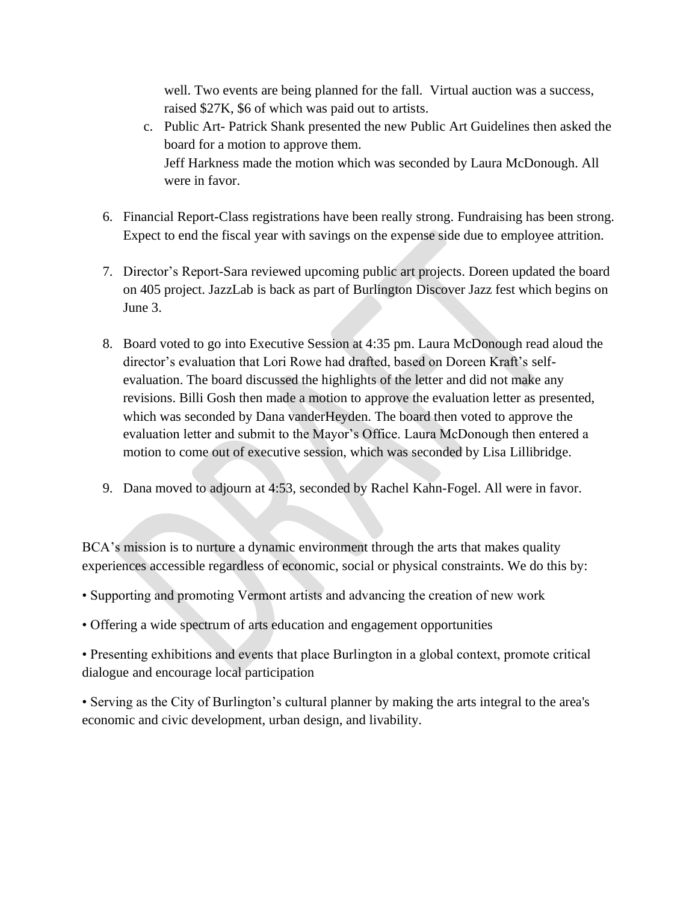well. Two events are being planned for the fall. Virtual auction was a success, raised $27K, $6 of which was paid out to artists.

c. Public Art- Patrick Shank presented the new Public Art Guidelines then asked the board for a motion to approve them.
   Jeff Harkness made the motion which was seconded by Laura McDonough. All were in favor.

6. Financial Report-Class registrations have been really strong. Fundraising has been strong. Expect to end the fiscal year with savings on the expense side due to employee attrition.

7. Director's Report-Sara reviewed upcoming public art projects. Doreen updated the board on 405 project. JazzLab is back as part of Burlington Discover Jazz fest which begins on June 3.

8. Board voted to go into Executive Session at 4:35 pm. Laura McDonough read aloud the director's evaluation that Lori Rowe had drafted, based on Doreen Kraft's self-evaluation. The board discussed the highlights of the letter and did not make any revisions. Billi Gosh then made a motion to approve the evaluation letter as presented, which was seconded by Dana vanderHeyden. The board then voted to approve the evaluation letter and submit to the Mayor's Office. Laura McDonough then entered a motion to come out of executive session, which was seconded by Lisa Lillibridge.

9. Dana moved to adjourn at 4:53, seconded by Rachel Kahn-Fogel. All were in favor.

BCA's mission is to nurture a dynamic environment through the arts that makes quality experiences accessible regardless of economic, social or physical constraints. We do this by:

- Supporting and promoting Vermont artists and advancing the creation of new work
- Offering a wide spectrum of arts education and engagement opportunities
- Presenting exhibitions and events that place Burlington in a global context, promote critical dialogue and encourage local participation
- Serving as the City of Burlington's cultural planner by making the arts integral to the area's economic and civic development, urban design, and livability.